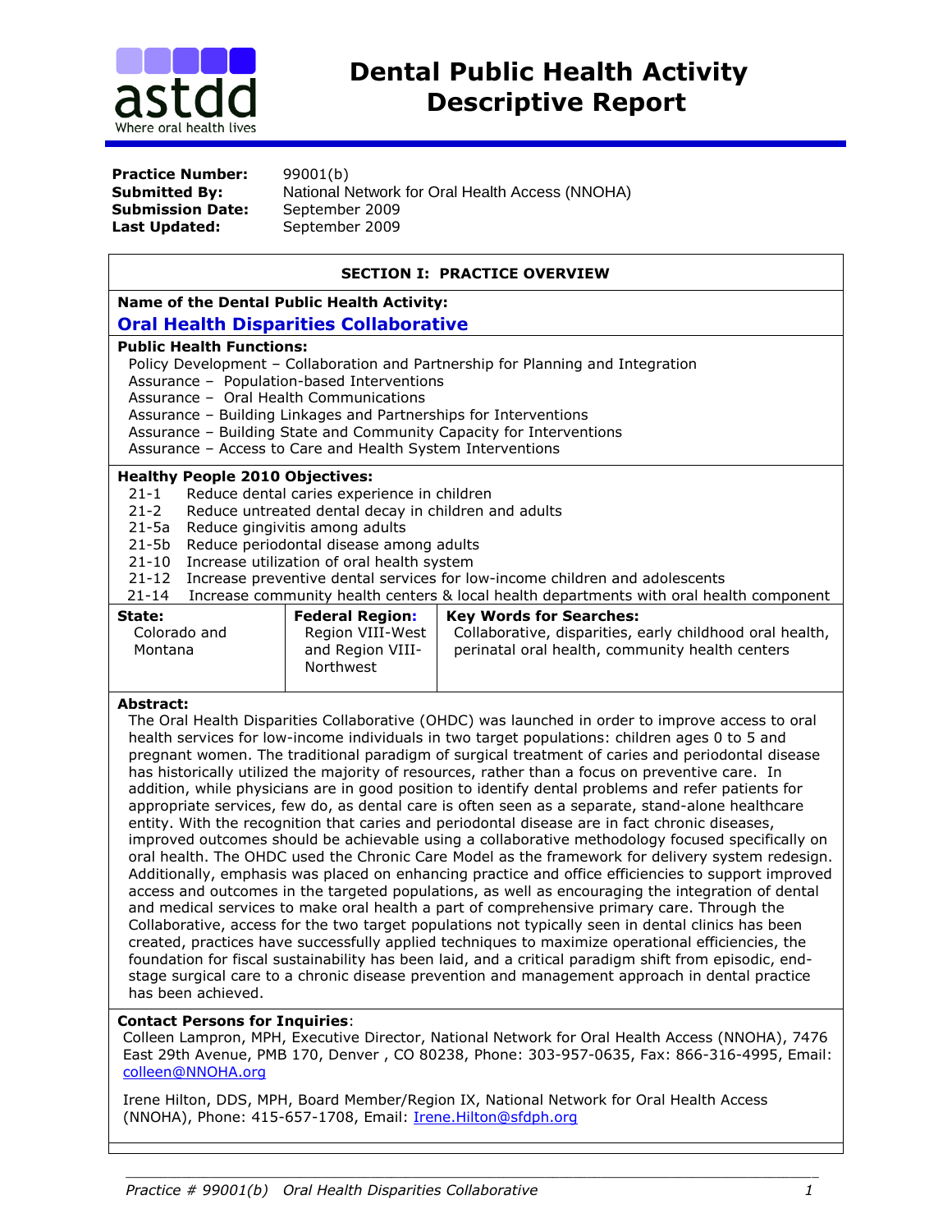# Dental Public Health Activity Descriptive Report

**Practice Number:** 99001(b)
**Submitted By:** National Network for Oral Health Access (NNOHA)
**Submission Date:** September 2009
**Last Updated:** September 2009

## SECTION I: PRACTICE OVERVIEW

**Name of the Dental Public Health Activity:**

**Oral Health Disparities Collaborative**

**Public Health Functions:**

- Policy Development – Collaboration and Partnership for Planning and Integration
- Assurance – Population-based Interventions
- Assurance – Oral Health Communications
- Assurance – Building Linkages and Partnerships for Interventions
- Assurance – Building State and Community Capacity for Interventions
- Assurance – Access to Care and Health System Interventions

**Healthy People 2010 Objectives:**

- 21-1 Reduce dental caries experience in children
- 21-2 Reduce untreated dental decay in children and adults
- 21-5a Reduce gingivitis among adults
- 21-5b Reduce periodontal disease among adults
- 21-10 Increase utilization of oral health system
- 21-12 Increase preventive dental services for low-income children and adolescents
- 21-14 Increase community health centers & local health departments with oral health component

| State: | Federal Region: | Key Words for Searches: |
|---|---|---|
| Colorado and Montana | Region VIII-West and Region VIII-Northwest | Collaborative, disparities, early childhood oral health, perinatal oral health, community health centers |

**Abstract:**

The Oral Health Disparities Collaborative (OHDC) was launched in order to improve access to oral health services for low-income individuals in two target populations: children ages 0 to 5 and pregnant women. The traditional paradigm of surgical treatment of caries and periodontal disease has historically utilized the majority of resources, rather than a focus on preventive care. In addition, while physicians are in good position to identify dental problems and refer patients for appropriate services, few do, as dental care is often seen as a separate, stand-alone healthcare entity. With the recognition that caries and periodontal disease are in fact chronic diseases, improved outcomes should be achievable using a collaborative methodology focused specifically on oral health. The OHDC used the Chronic Care Model as the framework for delivery system redesign. Additionally, emphasis was placed on enhancing practice and office efficiencies to support improved access and outcomes in the targeted populations, as well as encouraging the integration of dental and medical services to make oral health a part of comprehensive primary care. Through the Collaborative, access for the two target populations not typically seen in dental clinics has been created, practices have successfully applied techniques to maximize operational efficiencies, the foundation for fiscal sustainability has been laid, and a critical paradigm shift from episodic, end-stage surgical care to a chronic disease prevention and management approach in dental practice has been achieved.

**Contact Persons for Inquiries**:

Colleen Lampron, MPH, Executive Director, National Network for Oral Health Access (NNOHA), 7476 East 29th Avenue, PMB 170, Denver , CO 80238, Phone: 303-957-0635, Fax: 866-316-4995, Email: colleen@NNOHA.org

Irene Hilton, DDS, MPH, Board Member/Region IX, National Network for Oral Health Access (NNOHA), Phone: 415-657-1708, Email: Irene.Hilton@sfdph.org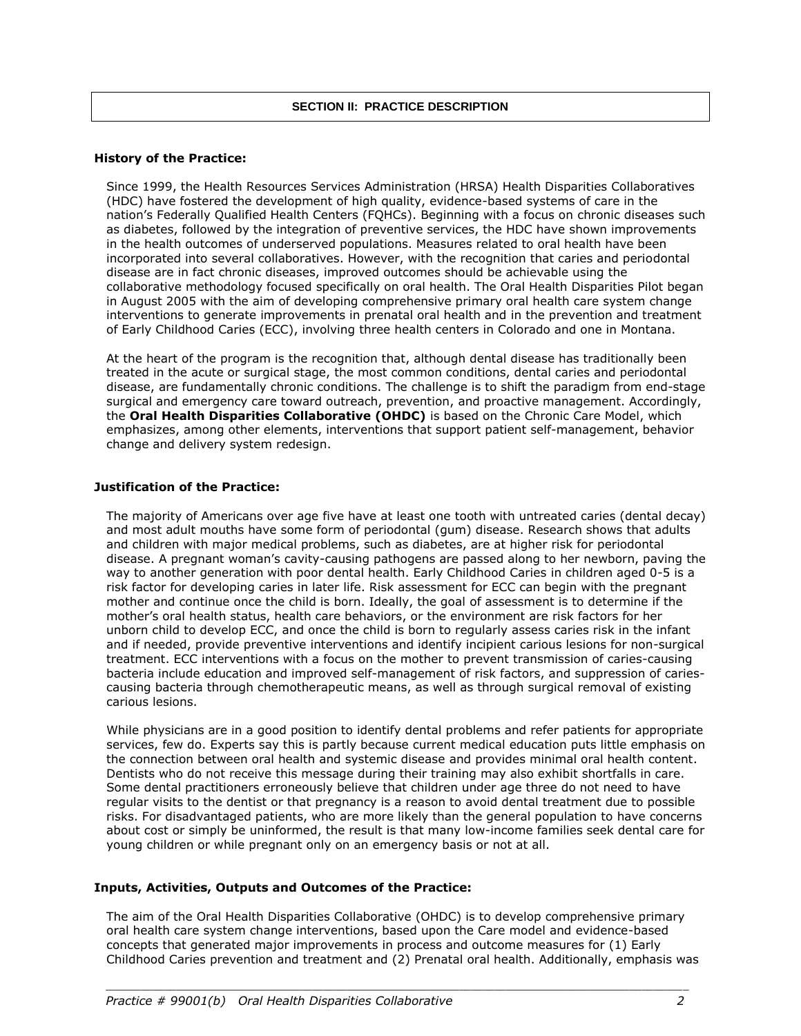## SECTION II: PRACTICE DESCRIPTION

### History of the Practice:

Since 1999, the Health Resources Services Administration (HRSA) Health Disparities Collaboratives (HDC) have fostered the development of high quality, evidence-based systems of care in the nation's Federally Qualified Health Centers (FQHCs). Beginning with a focus on chronic diseases such as diabetes, followed by the integration of preventive services, the HDC have shown improvements in the health outcomes of underserved populations. Measures related to oral health have been incorporated into several collaboratives. However, with the recognition that caries and periodontal disease are in fact chronic diseases, improved outcomes should be achievable using the collaborative methodology focused specifically on oral health. The Oral Health Disparities Pilot began in August 2005 with the aim of developing comprehensive primary oral health care system change interventions to generate improvements in prenatal oral health and in the prevention and treatment of Early Childhood Caries (ECC), involving three health centers in Colorado and one in Montana.

At the heart of the program is the recognition that, although dental disease has traditionally been treated in the acute or surgical stage, the most common conditions, dental caries and periodontal disease, are fundamentally chronic conditions. The challenge is to shift the paradigm from end-stage surgical and emergency care toward outreach, prevention, and proactive management. Accordingly, the **Oral Health Disparities Collaborative (OHDC)** is based on the Chronic Care Model, which emphasizes, among other elements, interventions that support patient self-management, behavior change and delivery system redesign.

### Justification of the Practice:

The majority of Americans over age five have at least one tooth with untreated caries (dental decay) and most adult mouths have some form of periodontal (gum) disease. Research shows that adults and children with major medical problems, such as diabetes, are at higher risk for periodontal disease. A pregnant woman's cavity-causing pathogens are passed along to her newborn, paving the way to another generation with poor dental health. Early Childhood Caries in children aged 0-5 is a risk factor for developing caries in later life. Risk assessment for ECC can begin with the pregnant mother and continue once the child is born. Ideally, the goal of assessment is to determine if the mother's oral health status, health care behaviors, or the environment are risk factors for her unborn child to develop ECC, and once the child is born to regularly assess caries risk in the infant and if needed, provide preventive interventions and identify incipient carious lesions for non-surgical treatment. ECC interventions with a focus on the mother to prevent transmission of caries-causing bacteria include education and improved self-management of risk factors, and suppression of caries-causing bacteria through chemotherapeutic means, as well as through surgical removal of existing carious lesions.

While physicians are in a good position to identify dental problems and refer patients for appropriate services, few do. Experts say this is partly because current medical education puts little emphasis on the connection between oral health and systemic disease and provides minimal oral health content. Dentists who do not receive this message during their training may also exhibit shortfalls in care. Some dental practitioners erroneously believe that children under age three do not need to have regular visits to the dentist or that pregnancy is a reason to avoid dental treatment due to possible risks. For disadvantaged patients, who are more likely than the general population to have concerns about cost or simply be uninformed, the result is that many low-income families seek dental care for young children or while pregnant only on an emergency basis or not at all.

### Inputs, Activities, Outputs and Outcomes of the Practice:

The aim of the Oral Health Disparities Collaborative (OHDC) is to develop comprehensive primary oral health care system change interventions, based upon the Care model and evidence-based concepts that generated major improvements in process and outcome measures for (1) Early Childhood Caries prevention and treatment and (2) Prenatal oral health. Additionally, emphasis was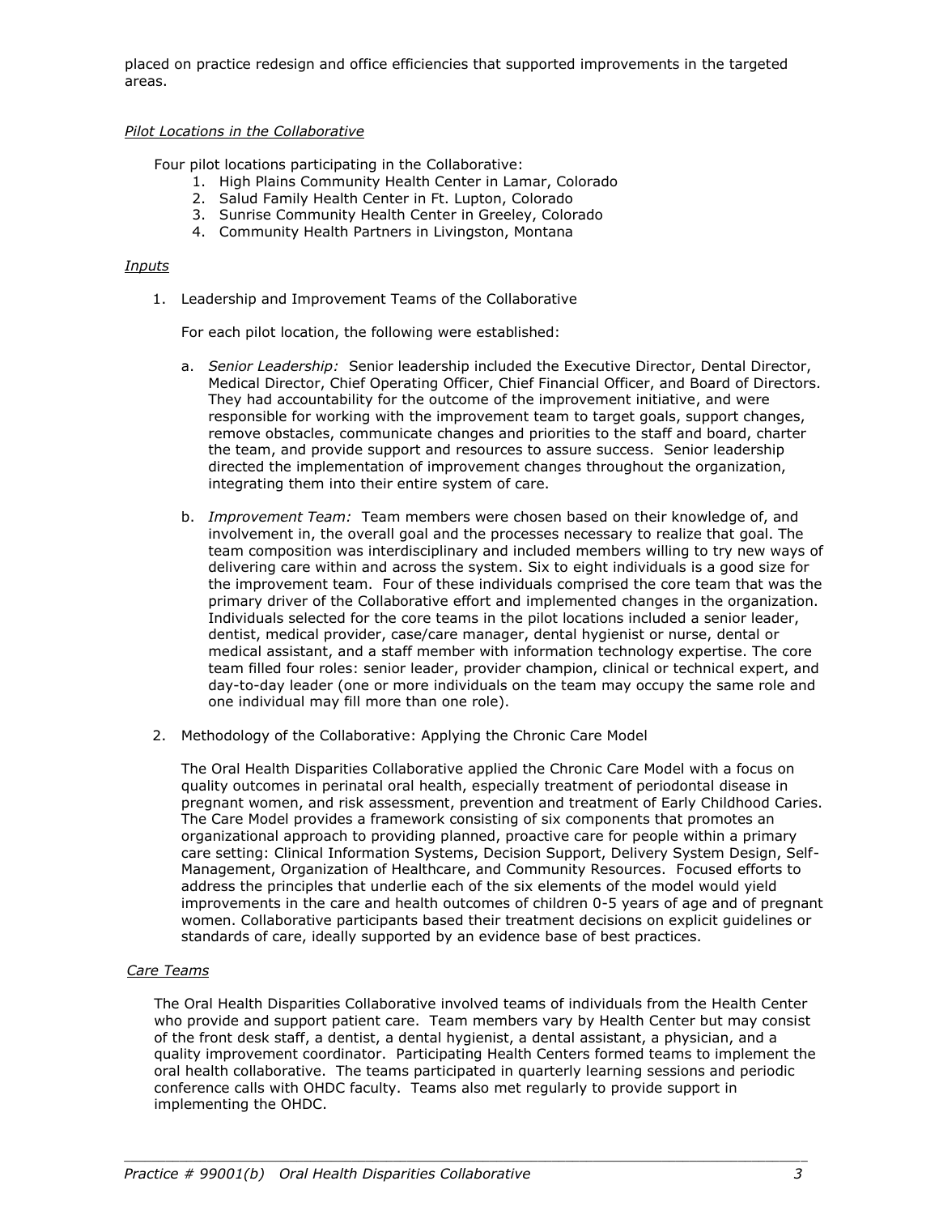placed on practice redesign and office efficiencies that supported improvements in the targeted areas.

*Pilot Locations in the Collaborative*

Four pilot locations participating in the Collaborative:

1. High Plains Community Health Center in Lamar, Colorado
2. Salud Family Health Center in Ft. Lupton, Colorado
3. Sunrise Community Health Center in Greeley, Colorado
4. Community Health Partners in Livingston, Montana

*Inputs*

1. Leadership and Improvement Teams of the Collaborative

   For each pilot location, the following were established:

   a. *Senior Leadership:* Senior leadership included the Executive Director, Dental Director, Medical Director, Chief Operating Officer, Chief Financial Officer, and Board of Directors. They had accountability for the outcome of the improvement initiative, and were responsible for working with the improvement team to target goals, support changes, remove obstacles, communicate changes and priorities to the staff and board, charter the team, and provide support and resources to assure success. Senior leadership directed the implementation of improvement changes throughout the organization, integrating them into their entire system of care.

   b. *Improvement Team:* Team members were chosen based on their knowledge of, and involvement in, the overall goal and the processes necessary to realize that goal. The team composition was interdisciplinary and included members willing to try new ways of delivering care within and across the system. Six to eight individuals is a good size for the improvement team. Four of these individuals comprised the core team that was the primary driver of the Collaborative effort and implemented changes in the organization. Individuals selected for the core teams in the pilot locations included a senior leader, dentist, medical provider, case/care manager, dental hygienist or nurse, dental or medical assistant, and a staff member with information technology expertise. The core team filled four roles: senior leader, provider champion, clinical or technical expert, and day-to-day leader (one or more individuals on the team may occupy the same role and one individual may fill more than one role).

2. Methodology of the Collaborative: Applying the Chronic Care Model

   The Oral Health Disparities Collaborative applied the Chronic Care Model with a focus on quality outcomes in perinatal oral health, especially treatment of periodontal disease in pregnant women, and risk assessment, prevention and treatment of Early Childhood Caries. The Care Model provides a framework consisting of six components that promotes an organizational approach to providing planned, proactive care for people within a primary care setting: Clinical Information Systems, Decision Support, Delivery System Design, Self-Management, Organization of Healthcare, and Community Resources. Focused efforts to address the principles that underlie each of the six elements of the model would yield improvements in the care and health outcomes of children 0-5 years of age and of pregnant women. Collaborative participants based their treatment decisions on explicit guidelines or standards of care, ideally supported by an evidence base of best practices.

*Care Teams*

The Oral Health Disparities Collaborative involved teams of individuals from the Health Center who provide and support patient care. Team members vary by Health Center but may consist of the front desk staff, a dentist, a dental hygienist, a dental assistant, a physician, and a quality improvement coordinator. Participating Health Centers formed teams to implement the oral health collaborative. The teams participated in quarterly learning sessions and periodic conference calls with OHDC faculty. Teams also met regularly to provide support in implementing the OHDC.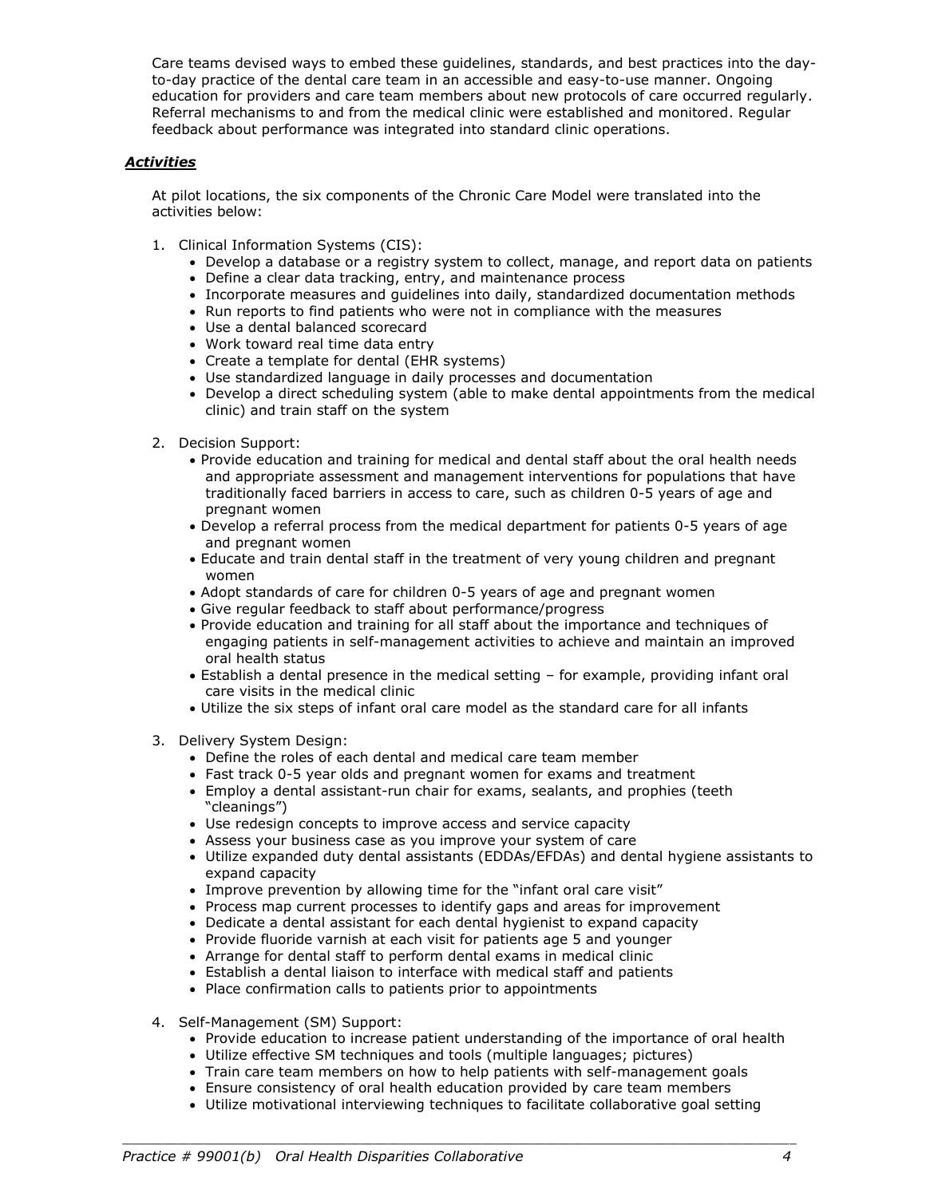Care teams devised ways to embed these guidelines, standards, and best practices into the day-to-day practice of the dental care team in an accessible and easy-to-use manner. Ongoing education for providers and care team members about new protocols of care occurred regularly. Referral mechanisms to and from the medical clinic were established and monitored. Regular feedback about performance was integrated into standard clinic operations.

### ***Activities***

At pilot locations, the six components of the Chronic Care Model were translated into the activities below:

1. Clinical Information Systems (CIS):
   - Develop a database or a registry system to collect, manage, and report data on patients
   - Define a clear data tracking, entry, and maintenance process
   - Incorporate measures and guidelines into daily, standardized documentation methods
   - Run reports to find patients who were not in compliance with the measures
   - Use a dental balanced scorecard
   - Work toward real time data entry
   - Create a template for dental (EHR systems)
   - Use standardized language in daily processes and documentation
   - Develop a direct scheduling system (able to make dental appointments from the medical clinic) and train staff on the system

2. Decision Support:
   - Provide education and training for medical and dental staff about the oral health needs and appropriate assessment and management interventions for populations that have traditionally faced barriers in access to care, such as children 0-5 years of age and pregnant women
   - Develop a referral process from the medical department for patients 0-5 years of age and pregnant women
   - Educate and train dental staff in the treatment of very young children and pregnant women
   - Adopt standards of care for children 0-5 years of age and pregnant women
   - Give regular feedback to staff about performance/progress
   - Provide education and training for all staff about the importance and techniques of engaging patients in self-management activities to achieve and maintain an improved oral health status
   - Establish a dental presence in the medical setting – for example, providing infant oral care visits in the medical clinic
   - Utilize the six steps of infant oral care model as the standard care for all infants

3. Delivery System Design:
   - Define the roles of each dental and medical care team member
   - Fast track 0-5 year olds and pregnant women for exams and treatment
   - Employ a dental assistant-run chair for exams, sealants, and prophies (teeth "cleanings")
   - Use redesign concepts to improve access and service capacity
   - Assess your business case as you improve your system of care
   - Utilize expanded duty dental assistants (EDDAs/EFDAs) and dental hygiene assistants to expand capacity
   - Improve prevention by allowing time for the "infant oral care visit"
   - Process map current processes to identify gaps and areas for improvement
   - Dedicate a dental assistant for each dental hygienist to expand capacity
   - Provide fluoride varnish at each visit for patients age 5 and younger
   - Arrange for dental staff to perform dental exams in medical clinic
   - Establish a dental liaison to interface with medical staff and patients
   - Place confirmation calls to patients prior to appointments

4. Self-Management (SM) Support:
   - Provide education to increase patient understanding of the importance of oral health
   - Utilize effective SM techniques and tools (multiple languages; pictures)
   - Train care team members on how to help patients with self-management goals
   - Ensure consistency of oral health education provided by care team members
   - Utilize motivational interviewing techniques to facilitate collaborative goal setting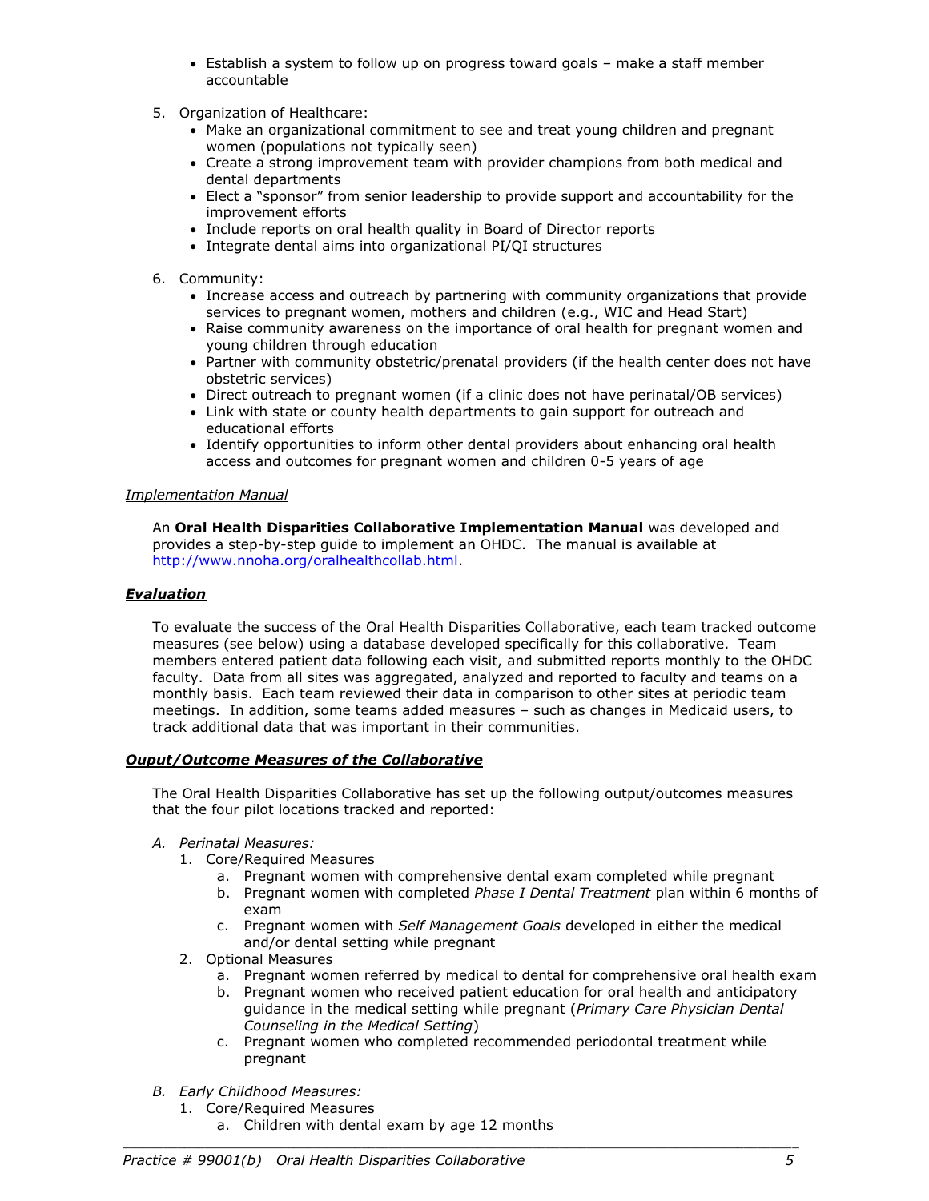- Establish a system to follow up on progress toward goals – make a staff member accountable

5. Organization of Healthcare:
   - Make an organizational commitment to see and treat young children and pregnant women (populations not typically seen)
   - Create a strong improvement team with provider champions from both medical and dental departments
   - Elect a "sponsor" from senior leadership to provide support and accountability for the improvement efforts
   - Include reports on oral health quality in Board of Director reports
   - Integrate dental aims into organizational PI/QI structures

6. Community:
   - Increase access and outreach by partnering with community organizations that provide services to pregnant women, mothers and children (e.g., WIC and Head Start)
   - Raise community awareness on the importance of oral health for pregnant women and young children through education
   - Partner with community obstetric/prenatal providers (if the health center does not have obstetric services)
   - Direct outreach to pregnant women (if a clinic does not have perinatal/OB services)
   - Link with state or county health departments to gain support for outreach and educational efforts
   - Identify opportunities to inform other dental providers about enhancing oral health access and outcomes for pregnant women and children 0-5 years of age

*Implementation Manual*

An **Oral Health Disparities Collaborative Implementation Manual** was developed and provides a step-by-step guide to implement an OHDC. The manual is available at http://www.nnoha.org/oralhealthcollab.html.

***Evaluation***

To evaluate the success of the Oral Health Disparities Collaborative, each team tracked outcome measures (see below) using a database developed specifically for this collaborative. Team members entered patient data following each visit, and submitted reports monthly to the OHDC faculty. Data from all sites was aggregated, analyzed and reported to faculty and teams on a monthly basis. Each team reviewed their data in comparison to other sites at periodic team meetings. In addition, some teams added measures – such as changes in Medicaid users, to track additional data that was important in their communities.

***Ouput/Outcome Measures of the Collaborative***

The Oral Health Disparities Collaborative has set up the following output/outcomes measures that the four pilot locations tracked and reported:

A. *Perinatal Measures:*
   1. Core/Required Measures
      a. Pregnant women with comprehensive dental exam completed while pregnant
      b. Pregnant women with completed *Phase I Dental Treatment* plan within 6 months of exam
      c. Pregnant women with *Self Management Goals* developed in either the medical and/or dental setting while pregnant
   2. Optional Measures
      a. Pregnant women referred by medical to dental for comprehensive oral health exam
      b. Pregnant women who received patient education for oral health and anticipatory guidance in the medical setting while pregnant (*Primary Care Physician Dental Counseling in the Medical Setting*)
      c. Pregnant women who completed recommended periodontal treatment while pregnant

B. *Early Childhood Measures:*
   1. Core/Required Measures
      a. Children with dental exam by age 12 months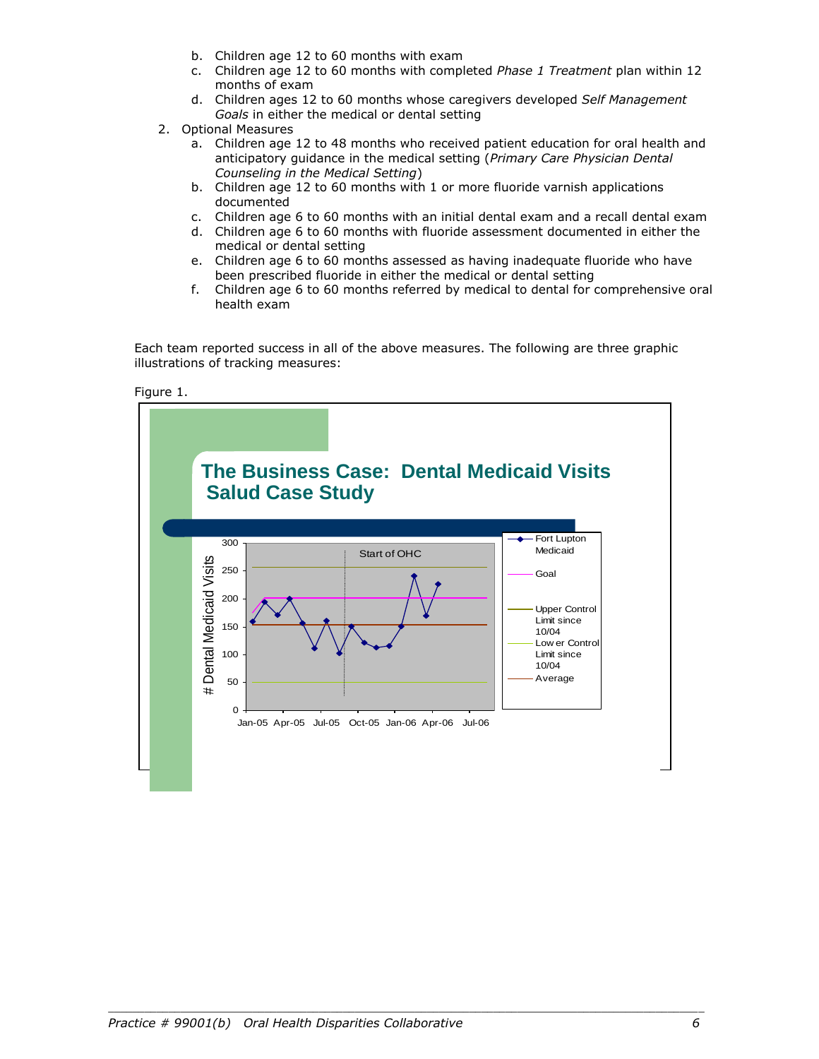b. Children age 12 to 60 months with exam
   c. Children age 12 to 60 months with completed *Phase 1 Treatment* plan within 12 months of exam
   d. Children ages 12 to 60 months whose caregivers developed *Self Management Goals* in either the medical or dental setting

2. Optional Measures
   a. Children age 12 to 48 months who received patient education for oral health and anticipatory guidance in the medical setting (*Primary Care Physician Dental Counseling in the Medical Setting*)
   b. Children age 12 to 60 months with 1 or more fluoride varnish applications documented
   c. Children age 6 to 60 months with an initial dental exam and a recall dental exam
   d. Children age 6 to 60 months with fluoride assessment documented in either the medical or dental setting
   e. Children age 6 to 60 months assessed as having inadequate fluoride who have been prescribed fluoride in either the medical or dental setting
   f. Children age 6 to 60 months referred by medical to dental for comprehensive oral health exam

Each team reported success in all of the above measures. The following are three graphic illustrations of tracking measures:

Figure 1.

**The Business Case: Dental Medicaid Visits**
**Salud Case Study**

Legend: Fort Lupton Medicaid; Goal; Upper Control Limit since 10/04; Lower Control Limit since 10/04; Average

Y-axis: # Dental Medicaid Visits (0–300). X-axis: Jan-05, Apr-05, Jul-05, Oct-05, Jan-06, Apr-06, Jul-06. Annotation: Start of OHC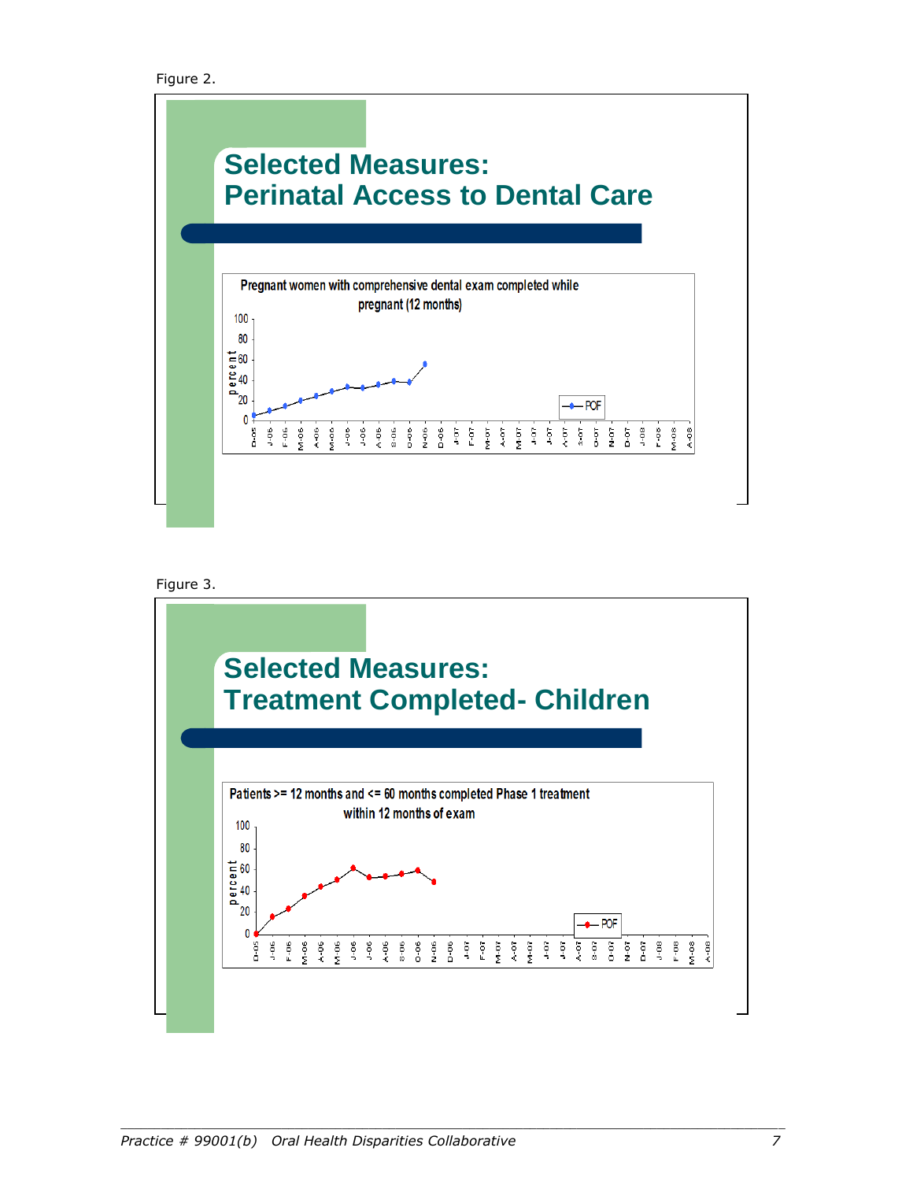Figure 2.

## Selected Measures: Perinatal Access to Dental Care

Pregnant women with comprehensive dental exam completed while pregnant (12 months)

Figure 3.

## Selected Measures: Treatment Completed- Children

Patients >= 12 months and <= 60 months completed Phase 1 treatment within 12 months of exam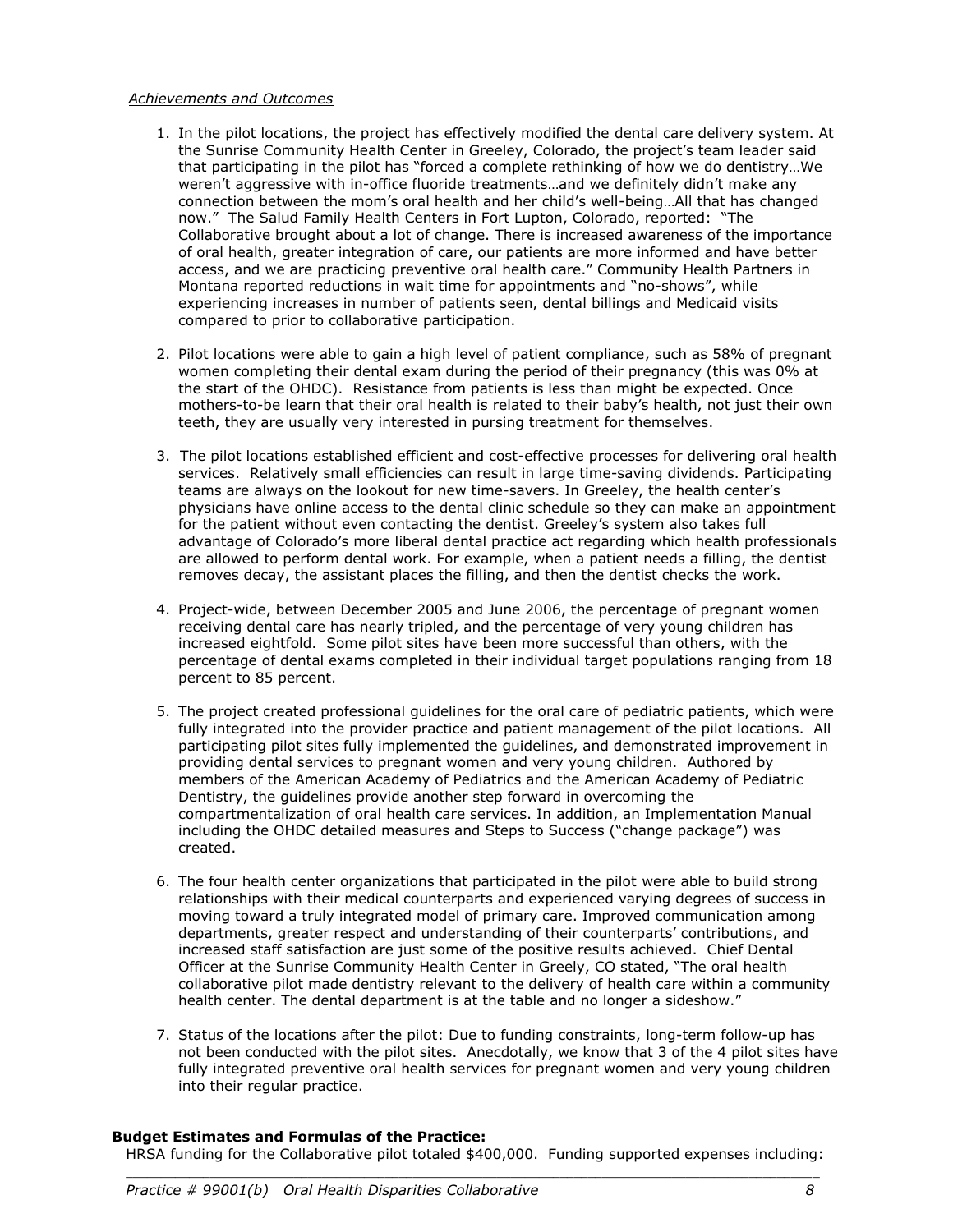*Achievements and Outcomes*

1. In the pilot locations, the project has effectively modified the dental care delivery system. At the Sunrise Community Health Center in Greeley, Colorado, the project's team leader said that participating in the pilot has "forced a complete rethinking of how we do dentistry…We weren't aggressive with in-office fluoride treatments…and we definitely didn't make any connection between the mom's oral health and her child's well-being…All that has changed now." The Salud Family Health Centers in Fort Lupton, Colorado, reported: "The Collaborative brought about a lot of change. There is increased awareness of the importance of oral health, greater integration of care, our patients are more informed and have better access, and we are practicing preventive oral health care." Community Health Partners in Montana reported reductions in wait time for appointments and "no-shows", while experiencing increases in number of patients seen, dental billings and Medicaid visits compared to prior to collaborative participation.

2. Pilot locations were able to gain a high level of patient compliance, such as 58% of pregnant women completing their dental exam during the period of their pregnancy (this was 0% at the start of the OHDC). Resistance from patients is less than might be expected. Once mothers-to-be learn that their oral health is related to their baby's health, not just their own teeth, they are usually very interested in pursing treatment for themselves.

3. The pilot locations established efficient and cost-effective processes for delivering oral health services. Relatively small efficiencies can result in large time-saving dividends. Participating teams are always on the lookout for new time-savers. In Greeley, the health center's physicians have online access to the dental clinic schedule so they can make an appointment for the patient without even contacting the dentist. Greeley's system also takes full advantage of Colorado's more liberal dental practice act regarding which health professionals are allowed to perform dental work. For example, when a patient needs a filling, the dentist removes decay, the assistant places the filling, and then the dentist checks the work.

4. Project-wide, between December 2005 and June 2006, the percentage of pregnant women receiving dental care has nearly tripled, and the percentage of very young children has increased eightfold. Some pilot sites have been more successful than others, with the percentage of dental exams completed in their individual target populations ranging from 18 percent to 85 percent.

5. The project created professional guidelines for the oral care of pediatric patients, which were fully integrated into the provider practice and patient management of the pilot locations. All participating pilot sites fully implemented the guidelines, and demonstrated improvement in providing dental services to pregnant women and very young children. Authored by members of the American Academy of Pediatrics and the American Academy of Pediatric Dentistry, the guidelines provide another step forward in overcoming the compartmentalization of oral health care services. In addition, an Implementation Manual including the OHDC detailed measures and Steps to Success ("change package") was created.

6. The four health center organizations that participated in the pilot were able to build strong relationships with their medical counterparts and experienced varying degrees of success in moving toward a truly integrated model of primary care. Improved communication among departments, greater respect and understanding of their counterparts' contributions, and increased staff satisfaction are just some of the positive results achieved. Chief Dental Officer at the Sunrise Community Health Center in Greely, CO stated, "The oral health collaborative pilot made dentistry relevant to the delivery of health care within a community health center. The dental department is at the table and no longer a sideshow."

7. Status of the locations after the pilot: Due to funding constraints, long-term follow-up has not been conducted with the pilot sites. Anecdotally, we know that 3 of the 4 pilot sites have fully integrated preventive oral health services for pregnant women and very young children into their regular practice.

**Budget Estimates and Formulas of the Practice:**

HRSA funding for the Collaborative pilot totaled $400,000. Funding supported expenses including: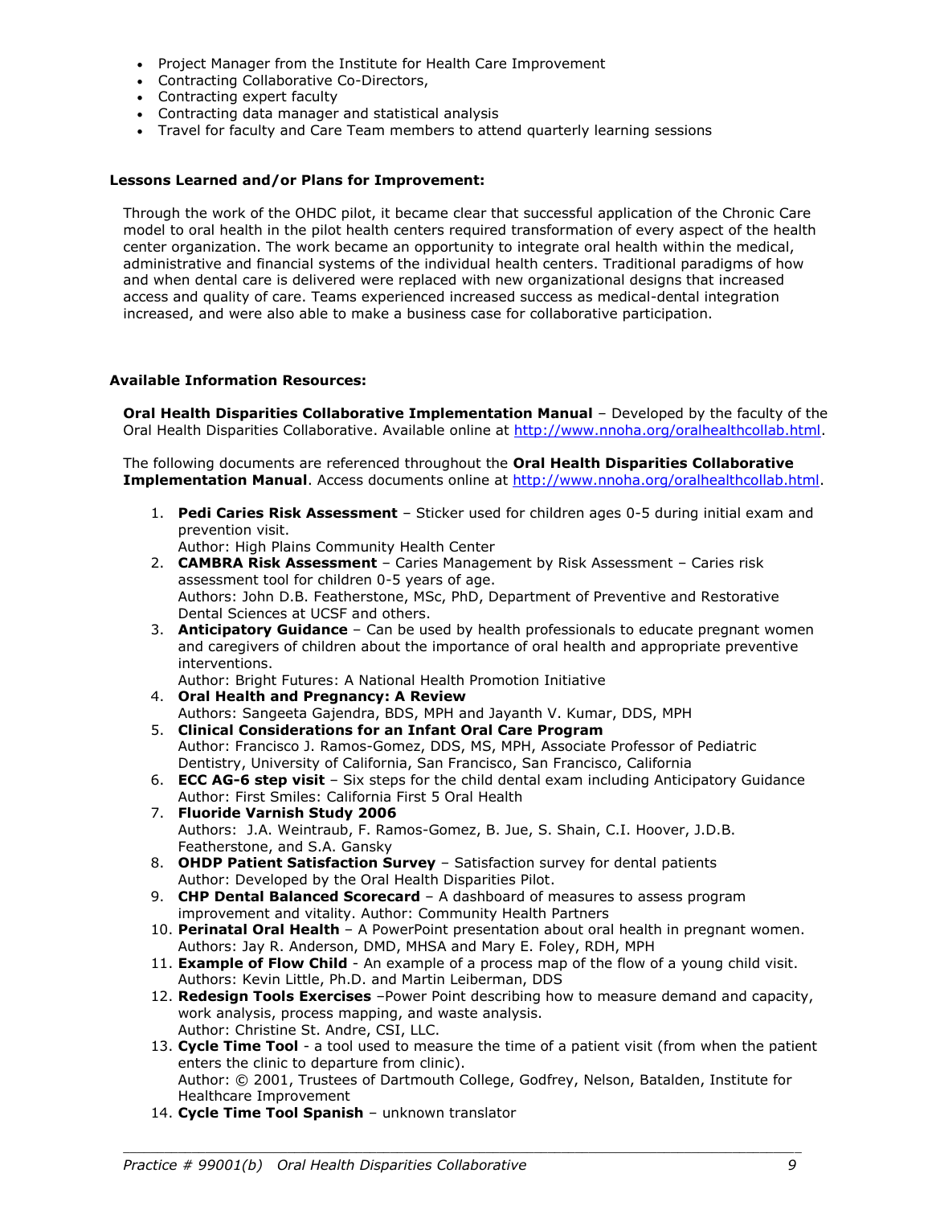- Project Manager from the Institute for Health Care Improvement
- Contracting Collaborative Co-Directors,
- Contracting expert faculty
- Contracting data manager and statistical analysis
- Travel for faculty and Care Team members to attend quarterly learning sessions

**Lessons Learned and/or Plans for Improvement:**

Through the work of the OHDC pilot, it became clear that successful application of the Chronic Care model to oral health in the pilot health centers required transformation of every aspect of the health center organization. The work became an opportunity to integrate oral health within the medical, administrative and financial systems of the individual health centers. Traditional paradigms of how and when dental care is delivered were replaced with new organizational designs that increased access and quality of care. Teams experienced increased success as medical-dental integration increased, and were also able to make a business case for collaborative participation.

**Available Information Resources:**

**Oral Health Disparities Collaborative Implementation Manual** – Developed by the faculty of the Oral Health Disparities Collaborative. Available online at http://www.nnoha.org/oralhealthcollab.html.

The following documents are referenced throughout the **Oral Health Disparities Collaborative Implementation Manual**. Access documents online at http://www.nnoha.org/oralhealthcollab.html.

1. **Pedi Caries Risk Assessment** – Sticker used for children ages 0-5 during initial exam and prevention visit.
   Author: High Plains Community Health Center
2. **CAMBRA Risk Assessment** – Caries Management by Risk Assessment – Caries risk assessment tool for children 0-5 years of age.
   Authors: John D.B. Featherstone, MSc, PhD, Department of Preventive and Restorative Dental Sciences at UCSF and others.
3. **Anticipatory Guidance** – Can be used by health professionals to educate pregnant women and caregivers of children about the importance of oral health and appropriate preventive interventions.
   Author: Bright Futures: A National Health Promotion Initiative
4. **Oral Health and Pregnancy: A Review**
   Authors: Sangeeta Gajendra, BDS, MPH and Jayanth V. Kumar, DDS, MPH
5. **Clinical Considerations for an Infant Oral Care Program**
   Author: Francisco J. Ramos-Gomez, DDS, MS, MPH, Associate Professor of Pediatric Dentistry, University of California, San Francisco, San Francisco, California
6. **ECC AG-6 step visit** – Six steps for the child dental exam including Anticipatory Guidance
   Author: First Smiles: California First 5 Oral Health
7. **Fluoride Varnish Study 2006**
   Authors: J.A. Weintraub, F. Ramos-Gomez, B. Jue, S. Shain, C.I. Hoover, J.D.B. Featherstone, and S.A. Gansky
8. **OHDP Patient Satisfaction Survey** – Satisfaction survey for dental patients
   Author: Developed by the Oral Health Disparities Pilot.
9. **CHP Dental Balanced Scorecard** – A dashboard of measures to assess program improvement and vitality. Author: Community Health Partners
10. **Perinatal Oral Health** – A PowerPoint presentation about oral health in pregnant women.
    Authors: Jay R. Anderson, DMD, MHSA and Mary E. Foley, RDH, MPH
11. **Example of Flow Child** - An example of a process map of the flow of a young child visit.
    Authors: Kevin Little, Ph.D. and Martin Leiberman, DDS
12. **Redesign Tools Exercises** –Power Point describing how to measure demand and capacity, work analysis, process mapping, and waste analysis.
    Author: Christine St. Andre, CSI, LLC.
13. **Cycle Time Tool** - a tool used to measure the time of a patient visit (from when the patient enters the clinic to departure from clinic).
    Author: © 2001, Trustees of Dartmouth College, Godfrey, Nelson, Batalden, Institute for Healthcare Improvement
14. **Cycle Time Tool Spanish** – unknown translator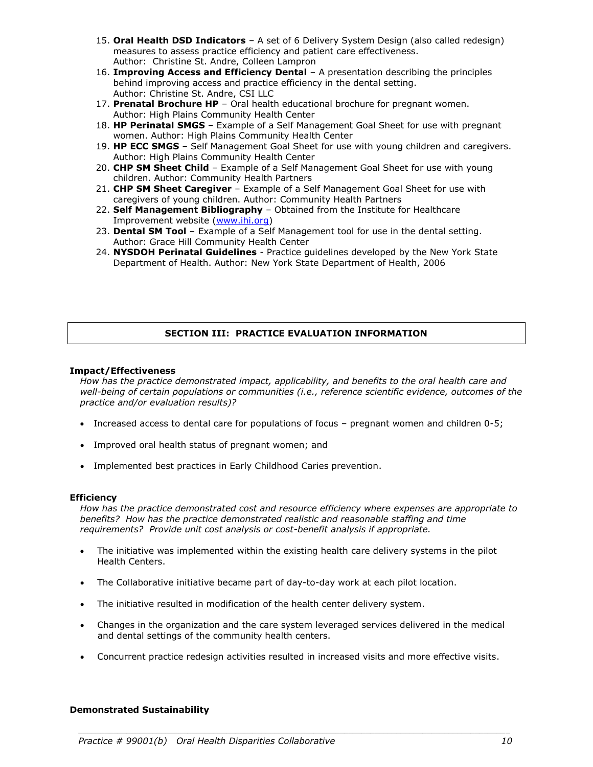15. **Oral Health DSD Indicators** – A set of 6 Delivery System Design (also called redesign) measures to assess practice efficiency and patient care effectiveness. Author: Christine St. Andre, Colleen Lampron
16. **Improving Access and Efficiency Dental** – A presentation describing the principles behind improving access and practice efficiency in the dental setting. Author: Christine St. Andre, CSI LLC
17. **Prenatal Brochure HP** – Oral health educational brochure for pregnant women. Author: High Plains Community Health Center
18. **HP Perinatal SMGS** – Example of a Self Management Goal Sheet for use with pregnant women. Author: High Plains Community Health Center
19. **HP ECC SMGS** – Self Management Goal Sheet for use with young children and caregivers. Author: High Plains Community Health Center
20. **CHP SM Sheet Child** – Example of a Self Management Goal Sheet for use with young children. Author: Community Health Partners
21. **CHP SM Sheet Caregiver** – Example of a Self Management Goal Sheet for use with caregivers of young children. Author: Community Health Partners
22. **Self Management Bibliography** – Obtained from the Institute for Healthcare Improvement website (www.ihi.org)
23. **Dental SM Tool** – Example of a Self Management tool for use in the dental setting. Author: Grace Hill Community Health Center
24. **NYSDOH Perinatal Guidelines** - Practice guidelines developed by the New York State Department of Health. Author: New York State Department of Health, 2006

## SECTION III: PRACTICE EVALUATION INFORMATION

**Impact/Effectiveness**

*How has the practice demonstrated impact, applicability, and benefits to the oral health care and well-being of certain populations or communities (i.e., reference scientific evidence, outcomes of the practice and/or evaluation results)?*

- Increased access to dental care for populations of focus – pregnant women and children 0-5;
- Improved oral health status of pregnant women; and
- Implemented best practices in Early Childhood Caries prevention.

**Efficiency**

*How has the practice demonstrated cost and resource efficiency where expenses are appropriate to benefits? How has the practice demonstrated realistic and reasonable staffing and time requirements? Provide unit cost analysis or cost-benefit analysis if appropriate.*

- The initiative was implemented within the existing health care delivery systems in the pilot Health Centers.
- The Collaborative initiative became part of day-to-day work at each pilot location.
- The initiative resulted in modification of the health center delivery system.
- Changes in the organization and the care system leveraged services delivered in the medical and dental settings of the community health centers.
- Concurrent practice redesign activities resulted in increased visits and more effective visits.

**Demonstrated Sustainability**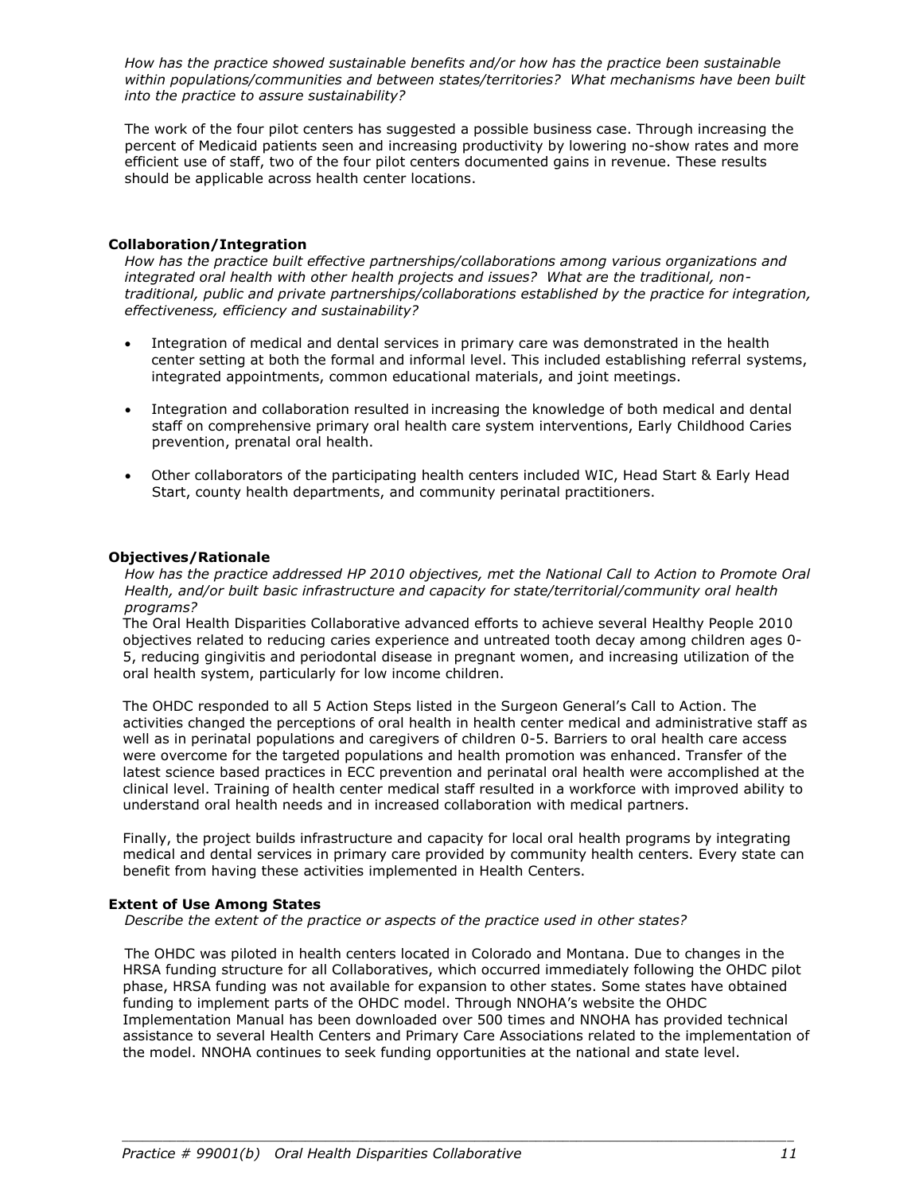*How has the practice showed sustainable benefits and/or how has the practice been sustainable within populations/communities and between states/territories? What mechanisms have been built into the practice to assure sustainability?*

The work of the four pilot centers has suggested a possible business case. Through increasing the percent of Medicaid patients seen and increasing productivity by lowering no-show rates and more efficient use of staff, two of the four pilot centers documented gains in revenue. These results should be applicable across health center locations.

**Collaboration/Integration**

*How has the practice built effective partnerships/collaborations among various organizations and integrated oral health with other health projects and issues? What are the traditional, non-traditional, public and private partnerships/collaborations established by the practice for integration, effectiveness, efficiency and sustainability?*

- Integration of medical and dental services in primary care was demonstrated in the health center setting at both the formal and informal level. This included establishing referral systems, integrated appointments, common educational materials, and joint meetings.
- Integration and collaboration resulted in increasing the knowledge of both medical and dental staff on comprehensive primary oral health care system interventions, Early Childhood Caries prevention, prenatal oral health.
- Other collaborators of the participating health centers included WIC, Head Start & Early Head Start, county health departments, and community perinatal practitioners.

**Objectives/Rationale**

*How has the practice addressed HP 2010 objectives, met the National Call to Action to Promote Oral Health, and/or built basic infrastructure and capacity for state/territorial/community oral health programs?*

The Oral Health Disparities Collaborative advanced efforts to achieve several Healthy People 2010 objectives related to reducing caries experience and untreated tooth decay among children ages 0-5, reducing gingivitis and periodontal disease in pregnant women, and increasing utilization of the oral health system, particularly for low income children.

The OHDC responded to all 5 Action Steps listed in the Surgeon General's Call to Action. The activities changed the perceptions of oral health in health center medical and administrative staff as well as in perinatal populations and caregivers of children 0-5. Barriers to oral health care access were overcome for the targeted populations and health promotion was enhanced. Transfer of the latest science based practices in ECC prevention and perinatal oral health were accomplished at the clinical level. Training of health center medical staff resulted in a workforce with improved ability to understand oral health needs and in increased collaboration with medical partners.

Finally, the project builds infrastructure and capacity for local oral health programs by integrating medical and dental services in primary care provided by community health centers. Every state can benefit from having these activities implemented in Health Centers.

**Extent of Use Among States**

*Describe the extent of the practice or aspects of the practice used in other states?*

The OHDC was piloted in health centers located in Colorado and Montana. Due to changes in the HRSA funding structure for all Collaboratives, which occurred immediately following the OHDC pilot phase, HRSA funding was not available for expansion to other states. Some states have obtained funding to implement parts of the OHDC model. Through NNOHA's website the OHDC Implementation Manual has been downloaded over 500 times and NNOHA has provided technical assistance to several Health Centers and Primary Care Associations related to the implementation of the model. NNOHA continues to seek funding opportunities at the national and state level.